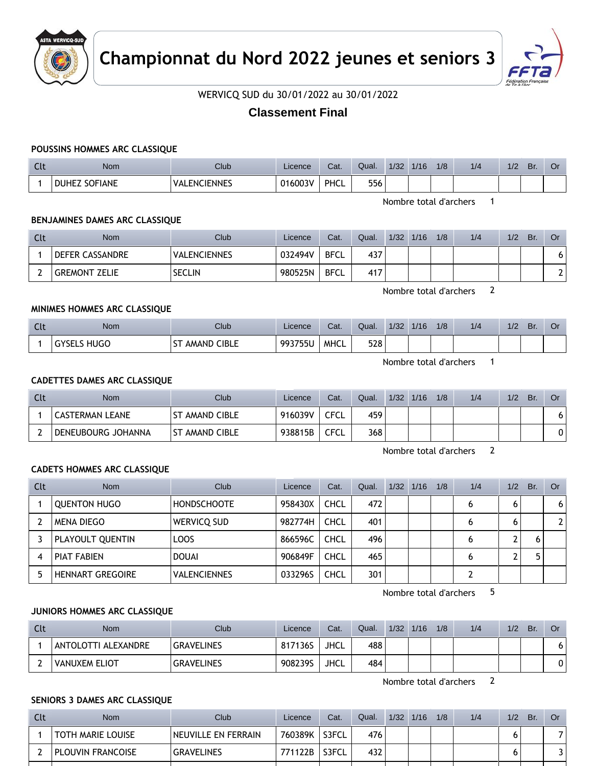# Championnat du Nord 2022 jeunes et seniors 3

WERVICQ SUD du 30/01/2022 au 30/01/2022

## Classement Final

### POUSSINS HOMMES ARC CLASSIQUE

| Clt | Nom | Club | Licence | Cat. | Qual. | 1/32 | 1/16 | 1/8 | 1/4 | 1/2 | Br. | Or |
|---|---|---|---|---|---|---|---|---|---|---|---|---|
| 1 | DUHEZ SOFIANE | VALENCIENNES | 016003V | PHCL | 556 | | | | | | | |

Nombre total d'archers 1

### BENJAMINES DAMES ARC CLASSIQUE

| Clt | Nom | Club | Licence | Cat. | Qual. | 1/32 | 1/16 | 1/8 | 1/4 | 1/2 | Br. | Or |
|---|---|---|---|---|---|---|---|---|---|---|---|---|
| 1 | DEFER CASSANDRE | VALENCIENNES | 032494V | BFCL | 437 | | | | | | | 6 |
| 2 | GREMONT ZELIE | SECLIN | 980525N | BFCL | 417 | | | | | | | 2 |

Nombre total d'archers 2

### MINIMES HOMMES ARC CLASSIQUE

| Clt | Nom | Club | Licence | Cat. | Qual. | 1/32 | 1/16 | 1/8 | 1/4 | 1/2 | Br. | Or |
|---|---|---|---|---|---|---|---|---|---|---|---|---|
| 1 | GYSELS HUGO | ST AMAND CIBLE | 993755U | MHCL | 528 | | | | | | | |

Nombre total d'archers 1

### CADETTES DAMES ARC CLASSIQUE

| Clt | Nom | Club | Licence | Cat. | Qual. | 1/32 | 1/16 | 1/8 | 1/4 | 1/2 | Br. | Or |
|---|---|---|---|---|---|---|---|---|---|---|---|---|
| 1 | CASTERMAN LEANE | ST AMAND CIBLE | 916039V | CFCL | 459 | | | | | | | 6 |
| 2 | DENEUBOURG JOHANNA | ST AMAND CIBLE | 938815B | CFCL | 368 | | | | | | | 0 |

Nombre total d'archers 2

### CADETS HOMMES ARC CLASSIQUE

| Clt | Nom | Club | Licence | Cat. | Qual. | 1/32 | 1/16 | 1/8 | 1/4 | 1/2 | Br. | Or |
|---|---|---|---|---|---|---|---|---|---|---|---|---|
| 1 | QUENTON HUGO | HONDSCHOOTE | 958430X | CHCL | 472 | | | | 6 | 6 | | 6 |
| 2 | MENA DIEGO | WERVICQ SUD | 982774H | CHCL | 401 | | | | 6 | 6 | | 2 |
| 3 | PLAYOULT QUENTIN | LOOS | 866596C | CHCL | 496 | | | | 6 | 2 | 6 | |
| 4 | PIAT FABIEN | DOUAI | 906849F | CHCL | 465 | | | | 6 | 2 | 5 | |
| 5 | HENNART GREGOIRE | VALENCIENNES | 033296S | CHCL | 301 | | | | 2 | | | |

Nombre total d'archers 5

### JUNIORS HOMMES ARC CLASSIQUE

| Clt | Nom | Club | Licence | Cat. | Qual. | 1/32 | 1/16 | 1/8 | 1/4 | 1/2 | Br. | Or |
|---|---|---|---|---|---|---|---|---|---|---|---|---|
| 1 | ANTOLOTTI ALEXANDRE | GRAVELINES | 817136S | JHCL | 488 | | | | | | | 6 |
| 2 | VANUXEM ELIOT | GRAVELINES | 908239S | JHCL | 484 | | | | | | | 0 |

Nombre total d'archers 2

### SENIORS 3 DAMES ARC CLASSIQUE

| Clt | Nom | Club | Licence | Cat. | Qual. | 1/32 | 1/16 | 1/8 | 1/4 | 1/2 | Br. | Or |
|---|---|---|---|---|---|---|---|---|---|---|---|---|
| 1 | TOTH MARIE LOUISE | NEUVILLE EN FERRAIN | 760389K | S3FCL | 476 | | | | | 6 | | 7 |
| 2 | PLOUVIN FRANCOISE | GRAVELINES | 771122B | S3FCL | 432 | | | | | 6 | | 3 |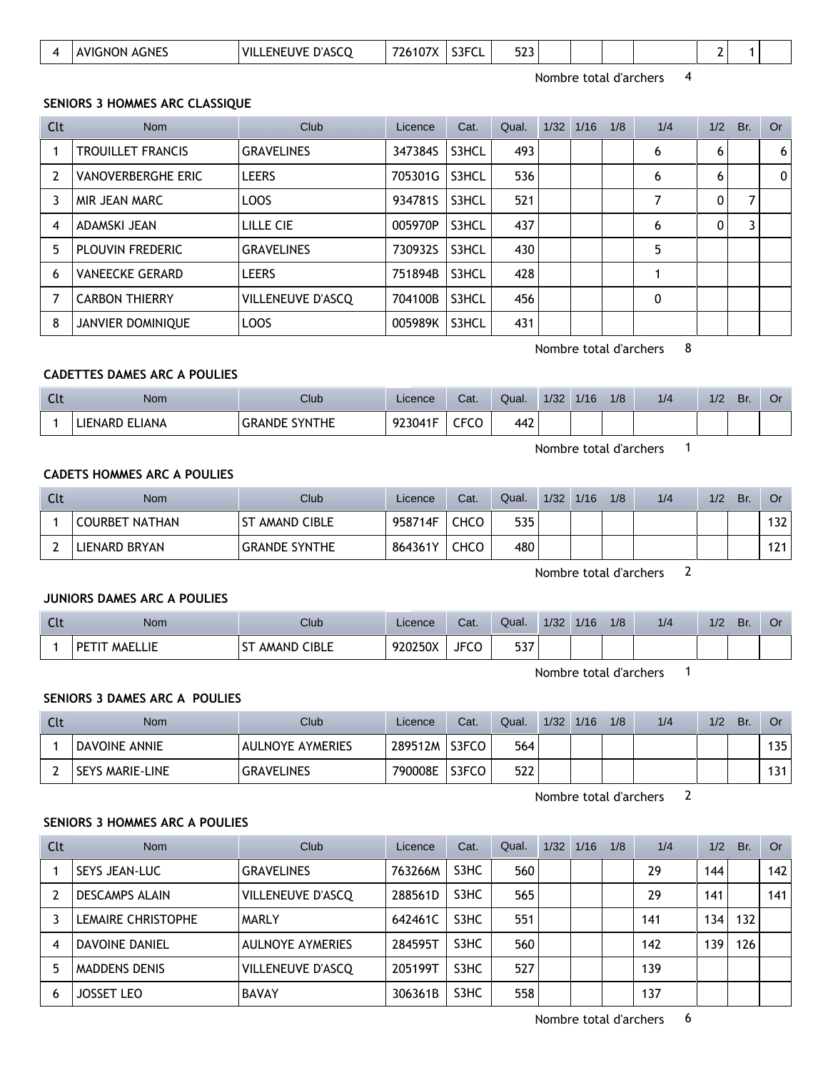| 4 | AVIGNON AGNES | VILLENEUVE D'ASCQ | 726107X | S3FCL | 523 | | | | | 2 | 1 | |
|---|---|---|---|---|---|---|---|---|---|---|---|---|

Nombre total d'archers 4

**SENIORS 3 HOMMES ARC CLASSIQUE**

| Clt | Nom | Club | Licence | Cat. | Qual. | 1/32 | 1/16 | 1/8 | 1/4 | 1/2 | Br. | Or |
|---|---|---|---|---|---|---|---|---|---|---|---|---|
| 1 | TROUILLET FRANCIS | GRAVELINES | 347384S | S3HCL | 493 | | | | 6 | 6 | | 6 |
| 2 | VANOVERBERGHE ERIC | LEERS | 705301G | S3HCL | 536 | | | | 6 | 6 | | 0 |
| 3 | MIR JEAN MARC | LOOS | 934781S | S3HCL | 521 | | | | 7 | 0 | 7 | |
| 4 | ADAMSKI JEAN | LILLE CIE | 005970P | S3HCL | 437 | | | | 6 | 0 | 3 | |
| 5 | PLOUVIN FREDERIC | GRAVELINES | 730932S | S3HCL | 430 | | | | 5 | | | |
| 6 | VANEECKE GERARD | LEERS | 751894B | S3HCL | 428 | | | | 1 | | | |
| 7 | CARBON THIERRY | VILLENEUVE D'ASCQ | 704100B | S3HCL | 456 | | | | 0 | | | |
| 8 | JANVIER DOMINIQUE | LOOS | 005989K | S3HCL | 431 | | | | | | | |

Nombre total d'archers 8

**CADETTES DAMES ARC A POULIES**

| Clt | Nom | Club | Licence | Cat. | Qual. | 1/32 | 1/16 | 1/8 | 1/4 | 1/2 | Br. | Or |
|---|---|---|---|---|---|---|---|---|---|---|---|---|
| 1 | LIENARD ELIANA | GRANDE SYNTHE | 923041F | CFCO | 442 | | | | | | | |

Nombre total d'archers 1

**CADETS HOMMES ARC A POULIES**

| Clt | Nom | Club | Licence | Cat. | Qual. | 1/32 | 1/16 | 1/8 | 1/4 | 1/2 | Br. | Or |
|---|---|---|---|---|---|---|---|---|---|---|---|---|
| 1 | COURBET NATHAN | ST AMAND CIBLE | 958714F | CHCO | 535 | | | | | | | 132 |
| 2 | LIENARD BRYAN | GRANDE SYNTHE | 864361Y | CHCO | 480 | | | | | | | 121 |

Nombre total d'archers 2

**JUNIORS DAMES ARC A POULIES**

| Clt | Nom | Club | Licence | Cat. | Qual. | 1/32 | 1/16 | 1/8 | 1/4 | 1/2 | Br. | Or |
|---|---|---|---|---|---|---|---|---|---|---|---|---|
| 1 | PETIT MAELLIE | ST AMAND CIBLE | 920250X | JFCO | 537 | | | | | | | |

Nombre total d'archers 1

**SENIORS 3 DAMES ARC A POULIES**

| Clt | Nom | Club | Licence | Cat. | Qual. | 1/32 | 1/16 | 1/8 | 1/4 | 1/2 | Br. | Or |
|---|---|---|---|---|---|---|---|---|---|---|---|---|
| 1 | DAVOINE ANNIE | AULNOYE AYMERIES | 289512M | S3FCO | 564 | | | | | | | 135 |
| 2 | SEYS MARIE-LINE | GRAVELINES | 790008E | S3FCO | 522 | | | | | | | 131 |

Nombre total d'archers 2

**SENIORS 3 HOMMES ARC A POULIES**

| Clt | Nom | Club | Licence | Cat. | Qual. | 1/32 | 1/16 | 1/8 | 1/4 | 1/2 | Br. | Or |
|---|---|---|---|---|---|---|---|---|---|---|---|---|
| 1 | SEYS JEAN-LUC | GRAVELINES | 763266M | S3HC | 560 | | | | 29 | 144 | | 142 |
| 2 | DESCAMPS ALAIN | VILLENEUVE D'ASCQ | 288561D | S3HC | 565 | | | | 29 | 141 | | 141 |
| 3 | LEMAIRE CHRISTOPHE | MARLY | 642461C | S3HC | 551 | | | | 141 | 134 | 132 | |
| 4 | DAVOINE DANIEL | AULNOYE AYMERIES | 284595T | S3HC | 560 | | | | 142 | 139 | 126 | |
| 5 | MADDENS DENIS | VILLENEUVE D'ASCQ | 205199T | S3HC | 527 | | | | 139 | | | |
| 6 | JOSSET LEO | BAVAY | 306361B | S3HC | 558 | | | | 137 | | | |

Nombre total d'archers 6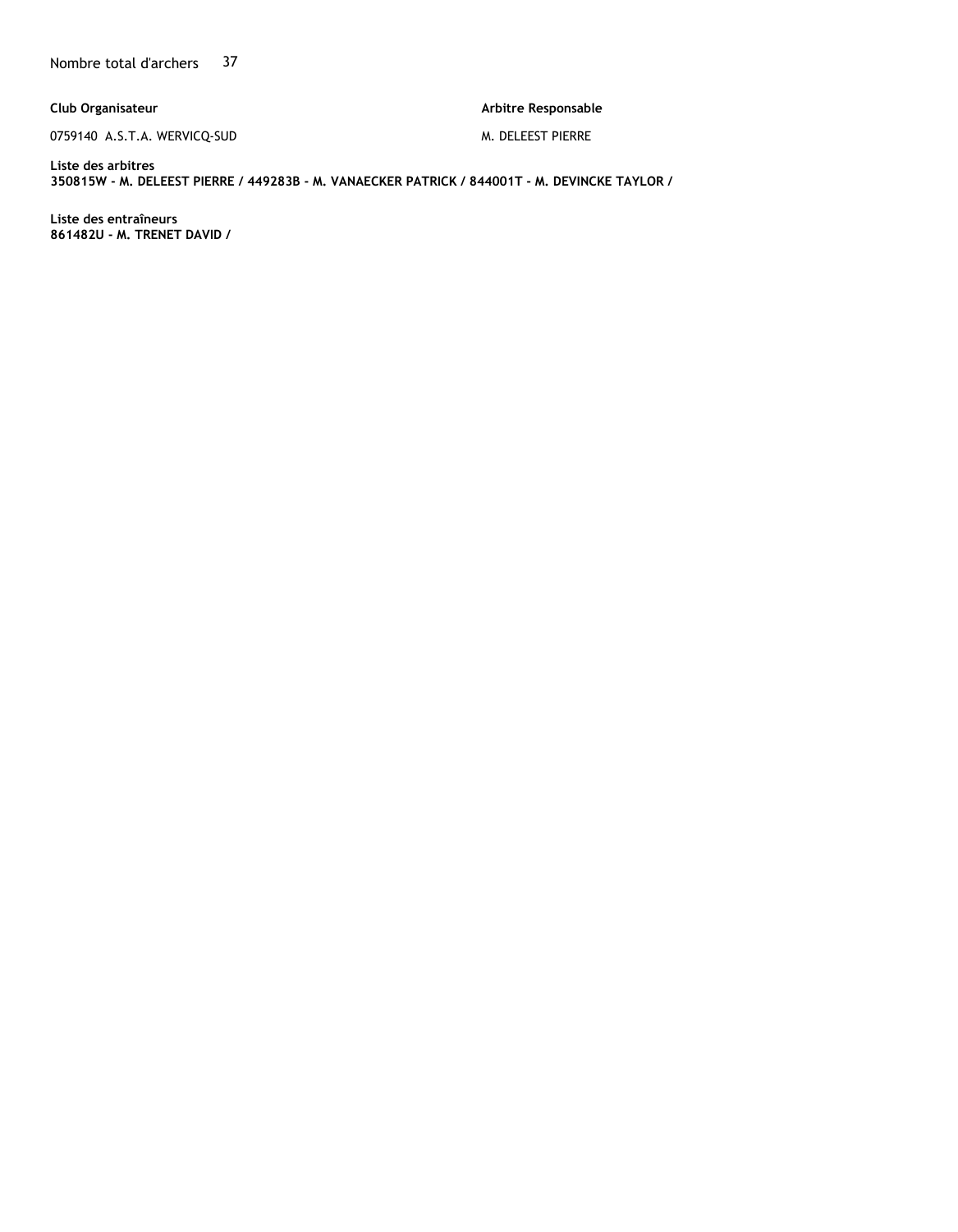Nombre total d'archers 37

**Club Organisateur**

0759140 A.S.T.A. WERVICQ-SUD

**Arbitre Responsable**

M. DELEEST PIERRE

**Liste des arbitres**
**350815W - M. DELEEST PIERRE / 449283B - M. VANAECKER PATRICK / 844001T - M. DEVINCKE TAYLOR /**

**Liste des entraîneurs**
**861482U - M. TRENET DAVID /**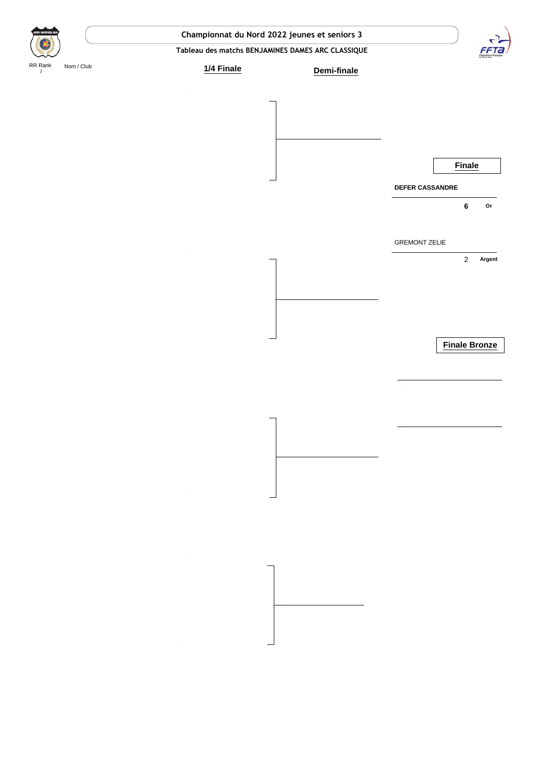**Championnat du Nord 2022 jeunes et seniors 3**

**Tableau des matchs BENJAMINES DAMES ARC CLASSIQUE**

RR Rank / Nom / Club

**1/4 Finale**

**Demi-finale**

**Finale**

| Nom | Score | Médaille |
|---|---|---|
| **DEFER CASSANDRE** | **6** | **Or** |
| GREMONT ZELIE | 2 | **Argent** |

**Finale Bronze**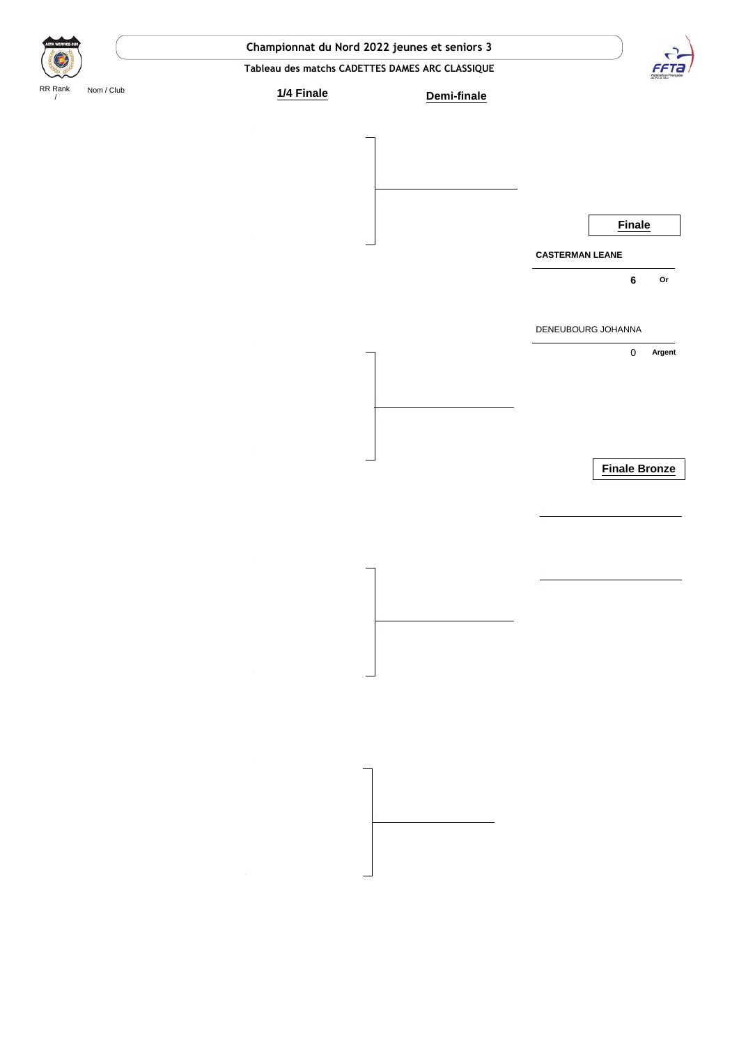**Championnat du Nord 2022 jeunes et seniors 3**

**Tableau des matchs CADETTES DAMES ARC CLASSIQUE**

RR Rank / Nom / Club

**1/4 Finale**

**Demi-finale**

**Finale**

**CASTERMAN LEANE**

**6** **Or**

DENEUBOURG JOHANNA

0 **Argent**

**Finale Bronze**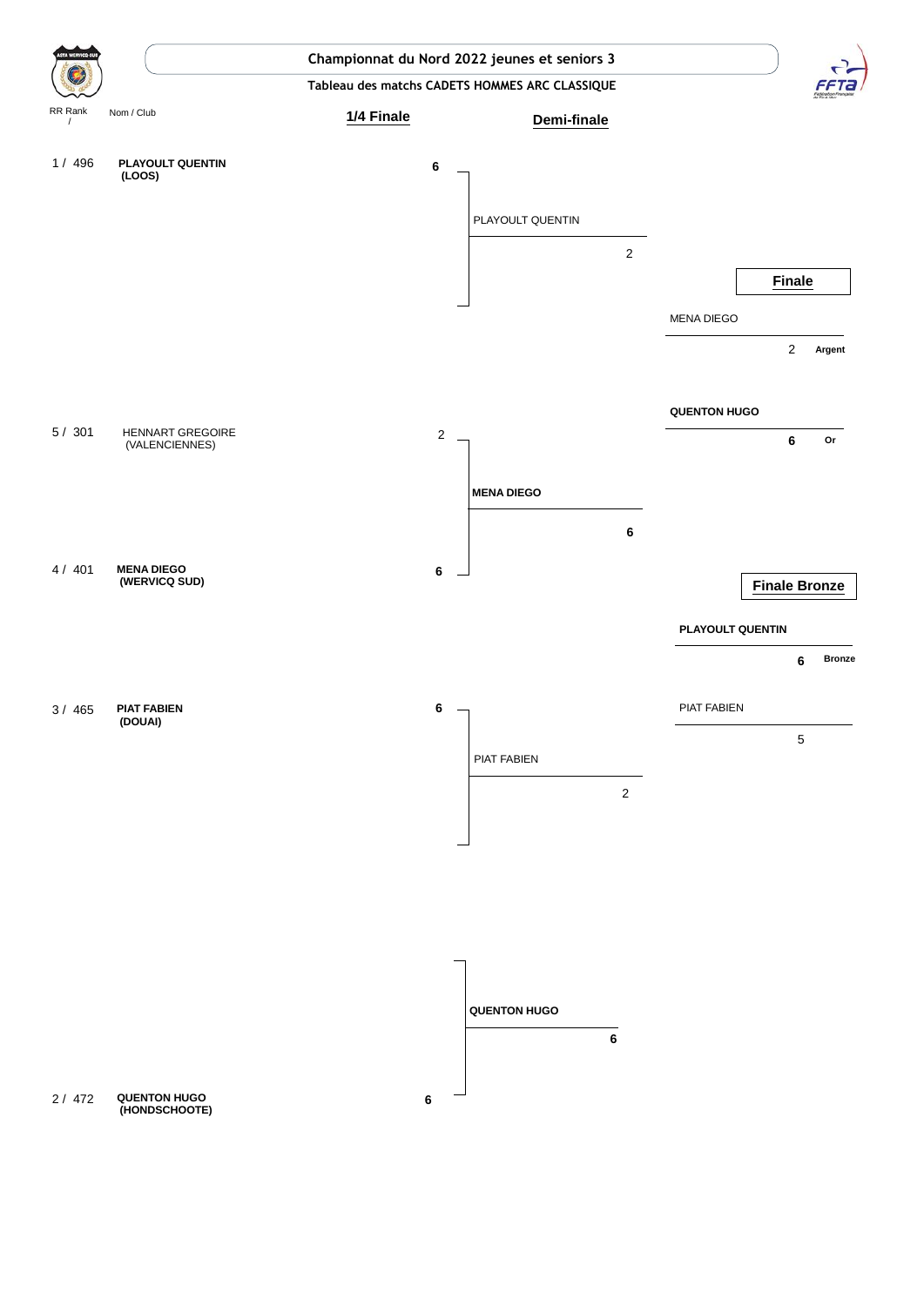# Championnat du Nord 2022 jeunes et seniors 3

## Tableau des matchs CADETS HOMMES ARC CLASSIQUE

### 1/4 Finale

| RR Rank / | Nom / Club | Score |
|---|---|---|
| 1 / 496 | **PLAYOULT QUENTIN (LOOS)** | **6** |
| 5 / 301 | HENNART GREGOIRE (VALENCIENNES) | 2 |
| 4 / 401 | **MENA DIEGO (WERVICQ SUD)** | **6** |
| 3 / 465 | **PIAT FABIEN (DOUAI)** | **6** |
| 2 / 472 | **QUENTON HUGO (HONDSCHOOTE)** | **6** |

### Demi-finale

| Nom | Score |
|---|---|
| PLAYOULT QUENTIN | 2 |
| **MENA DIEGO** | **6** |
| PIAT FABIEN | 2 |
| **QUENTON HUGO** | **6** |

### Finale

| Nom | Score | Médaille |
|---|---|---|
| MENA DIEGO | 2 | Argent |
| **QUENTON HUGO** | **6** | **Or** |

### Finale Bronze

| Nom | Score | Médaille |
|---|---|---|
| **PLAYOULT QUENTIN** | **6** | **Bronze** |
| PIAT FABIEN | 5 | |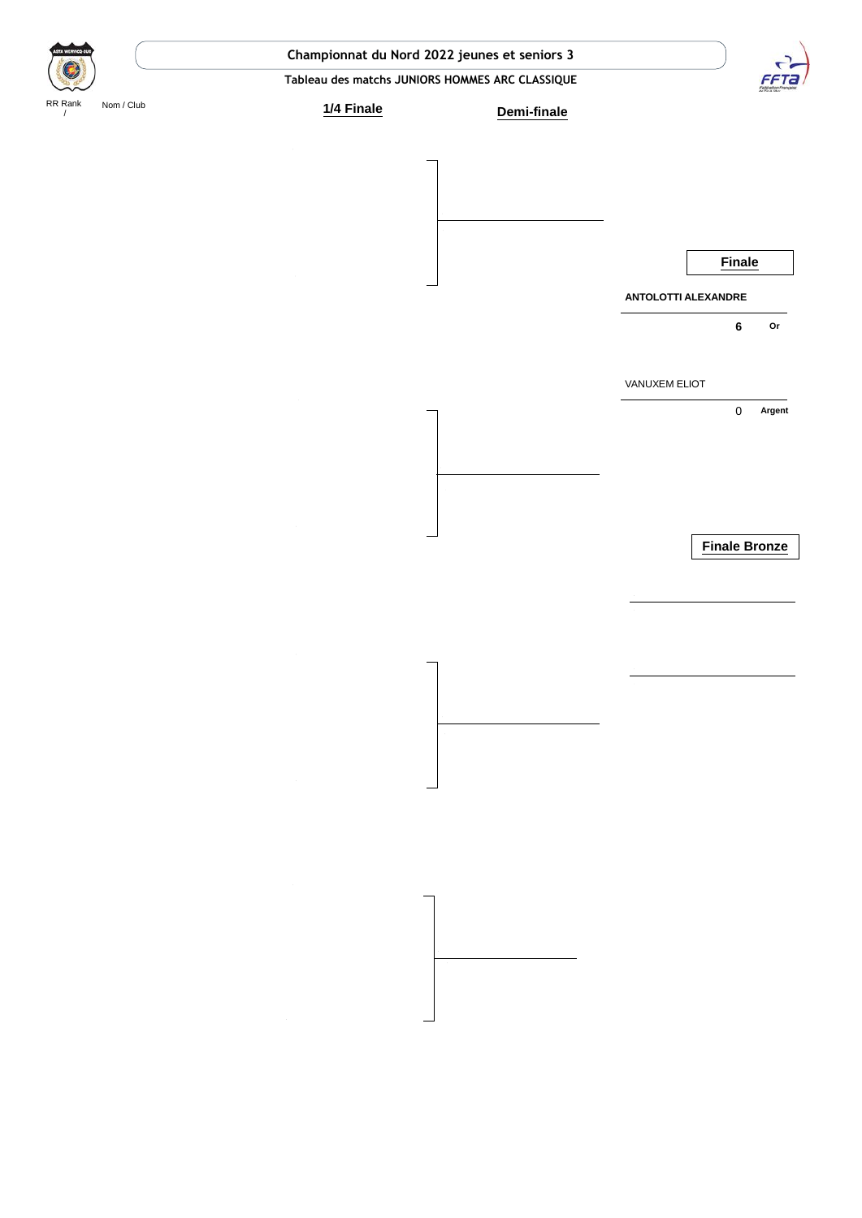# Championnat du Nord 2022 jeunes et seniors 3

## Tableau des matchs JUNIORS HOMMES ARC CLASSIQUE

RR Rank / Nom / Club

**1/4 Finale**

**Demi-finale**

**Finale**

**ANTOLOTTI ALEXANDRE** — **6** — **Or**

VANUXEM ELIOT — 0 — **Argent**

**Finale Bronze**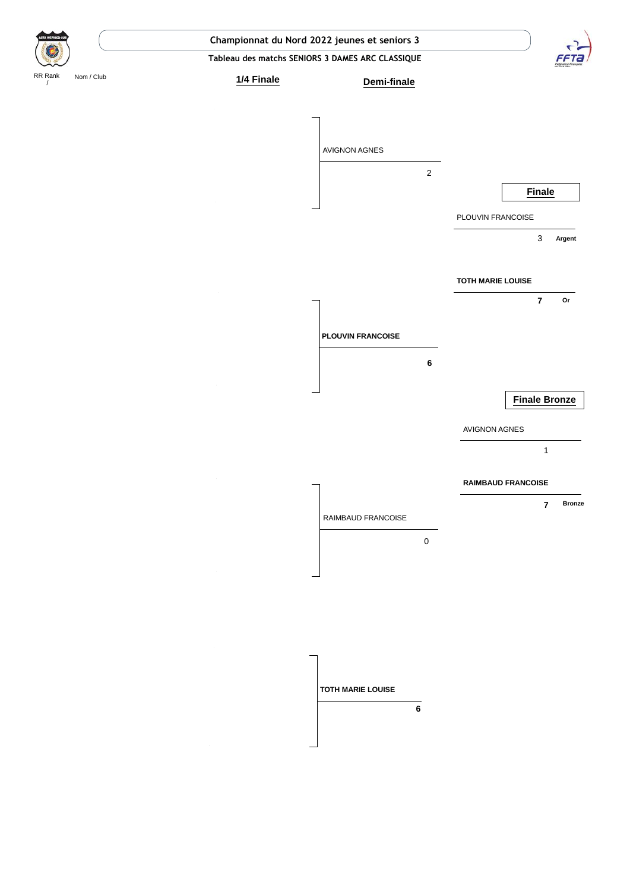**Championnat du Nord 2022 jeunes et seniors 3**

**Tableau des matchs SENIORS 3 DAMES ARC CLASSIQUE**

RR Rank / Nom / Club

**1/4 Finale**

**Demi-finale**

AVIGNON AGNES
2

**PLOUVIN FRANCOISE**
**6**

RAIMBAUD FRANCOISE
0

**TOTH MARIE LOUISE**
**6**

**Finale**

PLOUVIN FRANCOISE
3 **Argent**

**TOTH MARIE LOUISE**
**7** **Or**

**Finale Bronze**

AVIGNON AGNES
1

**RAIMBAUD FRANCOISE**
**7** **Bronze**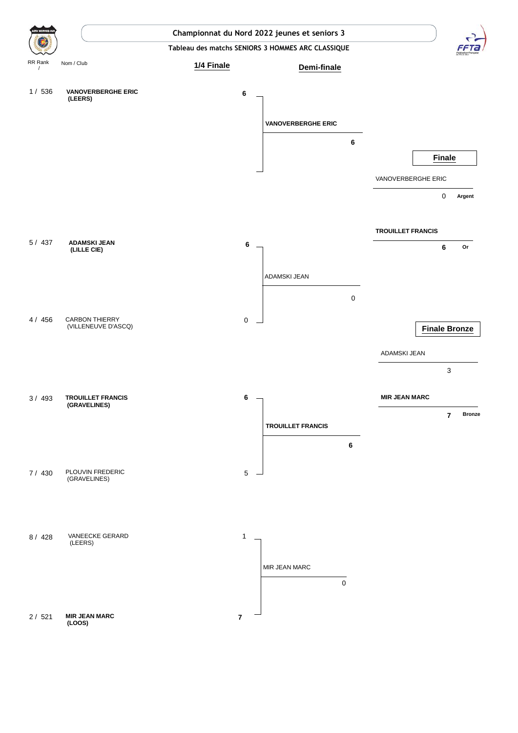# Championnat du Nord 2022 jeunes et seniors 3

## Tableau des matchs SENIORS 3 HOMMES ARC CLASSIQUE

### 1/4 Finale

| RR Rank / | Nom / Club | Score |
|---|---|---|
| 1 / 536 | **VANOVERBERGHE ERIC** **(LEERS)** | **6** |
| 5 / 437 | **ADAMSKI JEAN** **(LILLE CIE)** | **6** |
| 4 / 456 | CARBON THIERRY (VILLENEUVE D'ASCQ) | 0 |
| 3 / 493 | **TROUILLET FRANCIS** **(GRAVELINES)** | **6** |
| 7 / 430 | PLOUVIN FREDERIC (GRAVELINES) | 5 |
| 8 / 428 | VANEECKE GERARD (LEERS) | 1 |
| 2 / 521 | **MIR JEAN MARC** **(LOOS)** | **7** |

### Demi-finale

| Nom | Score |
|---|---|
| **VANOVERBERGHE ERIC** | **6** |
| ADAMSKI JEAN | 0 |
| **TROUILLET FRANCIS** | **6** |
| MIR JEAN MARC | 0 |

### Finale

| Nom | Score | Médaille |
|---|---|---|
| VANOVERBERGHE ERIC | 0 | **Argent** |
| **TROUILLET FRANCIS** | **6** | **Or** |

### Finale Bronze

| Nom | Score | Médaille |
|---|---|---|
| ADAMSKI JEAN | 3 | |
| **MIR JEAN MARC** | **7** | **Bronze** |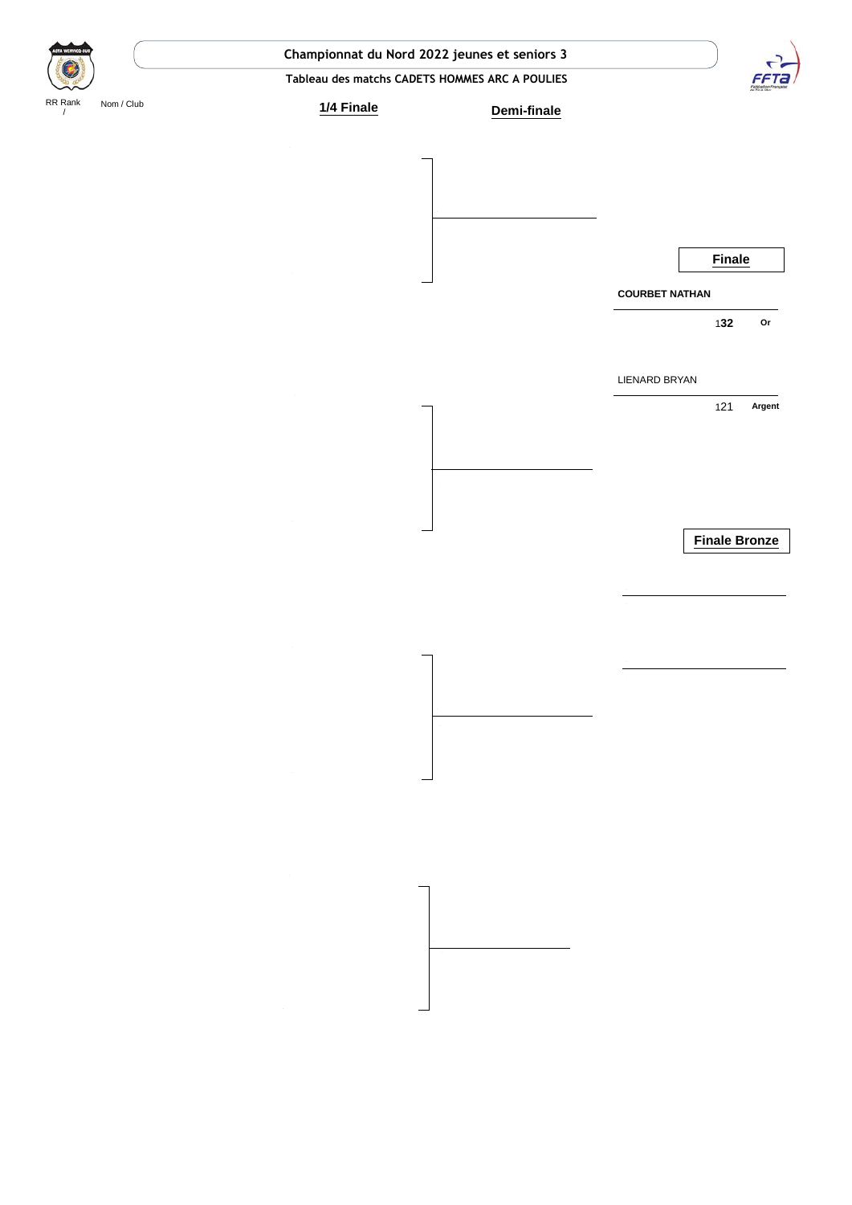**Championnat du Nord 2022 jeunes et seniors 3**

**Tableau des matchs CADETS HOMMES ARC A POULIES**

RR Rank / Nom / Club

**1/4 Finale**

**Demi-finale**

**Finale**

| Nom | Score | Médaille |
|---|---|---|
| **COURBET NATHAN** | 132 | **Or** |
| LIENARD BRYAN | 121 | **Argent** |

**Finale Bronze**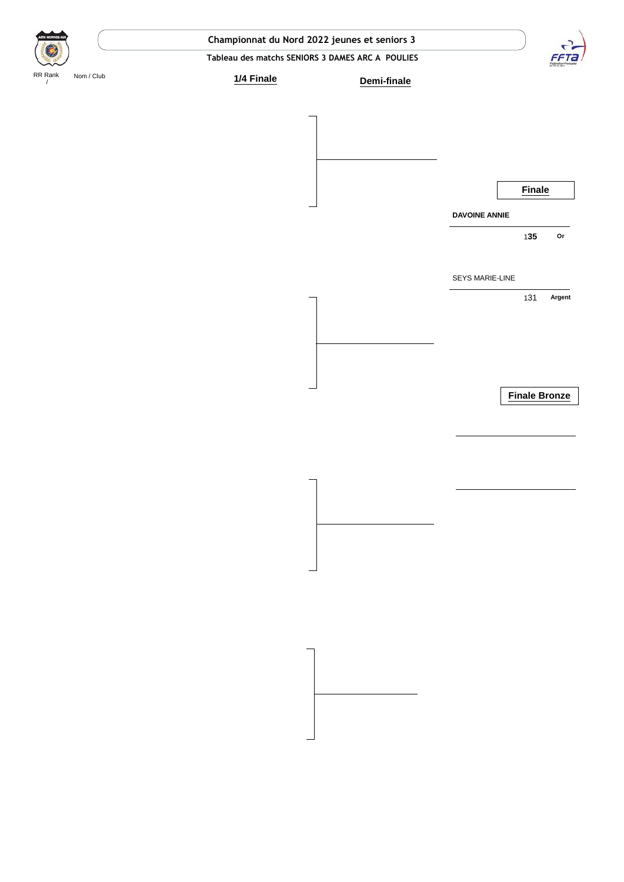**Championnat du Nord 2022 jeunes et seniors 3**

**Tableau des matchs SENIORS 3 DAMES ARC A POULIES**

RR Rank / Nom / Club

**1/4 Finale**

**Demi-finale**

**Finale**

| Archer | Score | Médaille |
|---|---|---|
| **DAVOINE ANNIE** | 1**35** | **Or** |
| SEYS MARIE-LINE | 131 | **Argent** |

**Finale Bronze**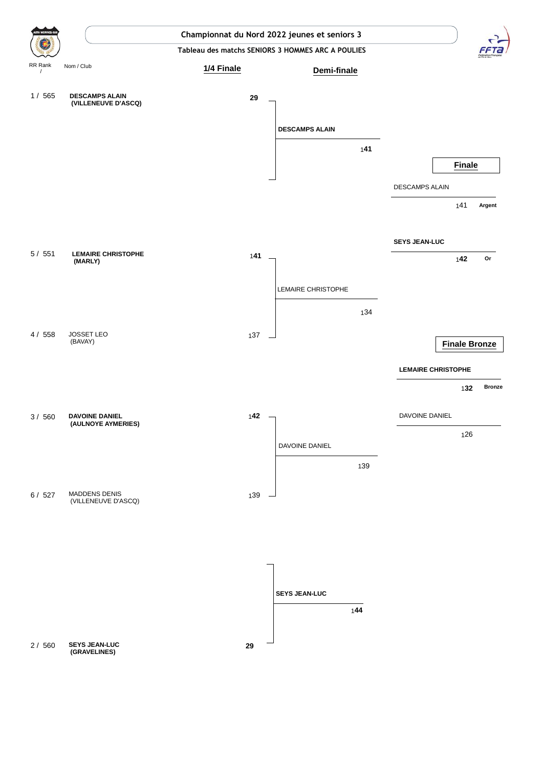# Championnat du Nord 2022 jeunes et seniors 3

## Tableau des matchs SENIORS 3 HOMMES ARC A POULIES

| RR Rank / | Nom / Club | 1/4 Finale | Demi-finale | Finale |
|---|---|---|---|---|
| 1 / 565 | **DESCAMPS ALAIN (VILLENEUVE D'ASCQ)** | **29** | **DESCAMPS ALAIN** 141 | DESCAMPS ALAIN 141 Argent |
| 5 / 551 | **LEMAIRE CHRISTOPHE (MARLY)** | 141 | LEMAIRE CHRISTOPHE 134 | **SEYS JEAN-LUC** 142 Or |
| 4 / 558 | JOSSET LEO (BAVAY) | 137 | | |
| 3 / 560 | **DAVOINE DANIEL (AULNOYE AYMERIES)** | 142 | DAVOINE DANIEL 139 | |
| 6 / 527 | MADDENS DENIS (VILLENEUVE D'ASCQ) | 139 | | |
| 2 / 560 | **SEYS JEAN-LUC (GRAVELINES)** | **29** | **SEYS JEAN-LUC** 144 | |

### Finale Bronze

| Nom | Score | Médaille |
|---|---|---|
| **LEMAIRE CHRISTOPHE** | 132 | Bronze |
| DAVOINE DANIEL | 126 | |